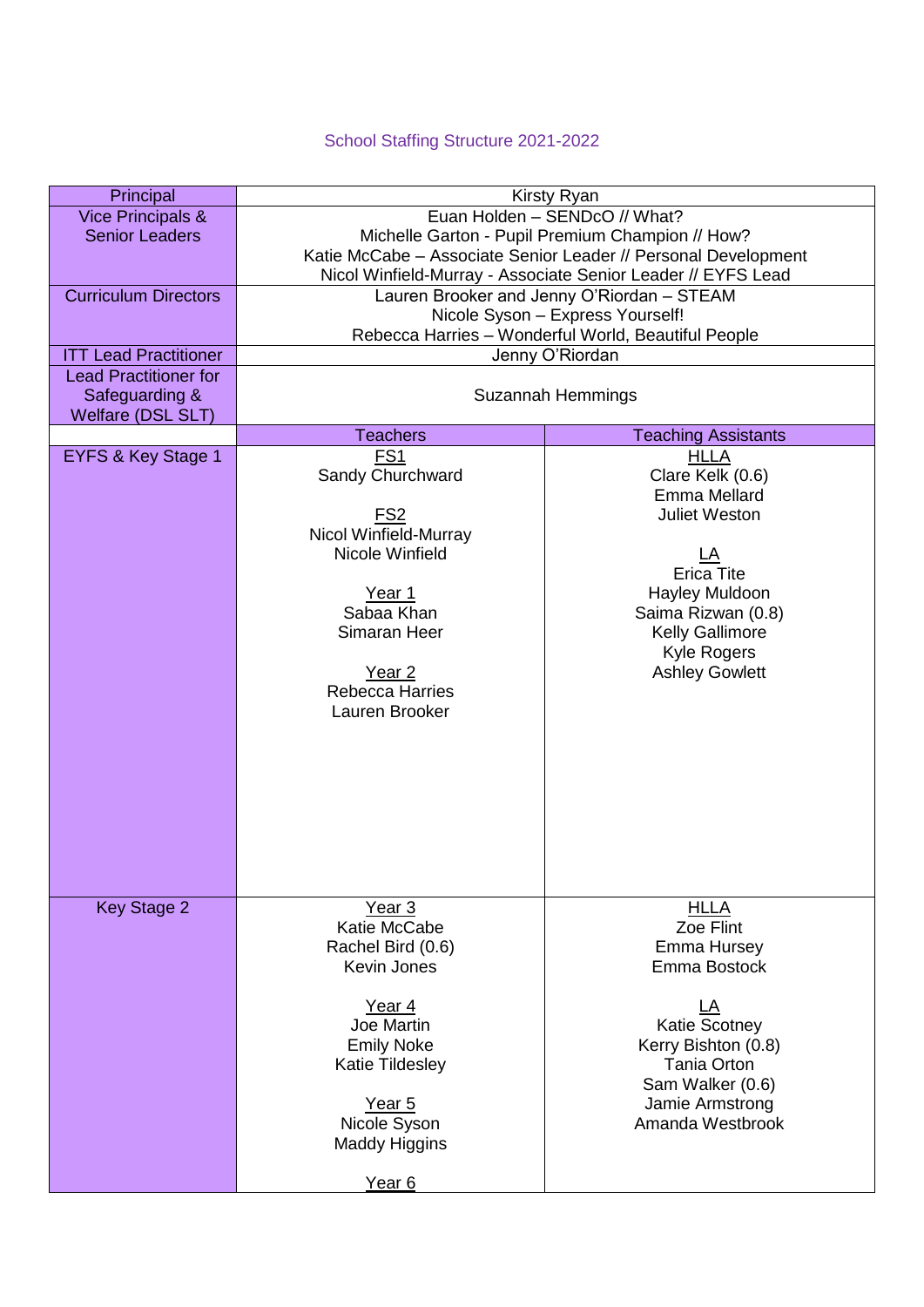# School Staffing Structure 2021-2022

| | | |
|---|---|---|
| Principal | Kirsty Ryan | |
| Vice Principals & Senior Leaders | Euan Holden – SENDcO // What?<br>Michelle Garton - Pupil Premium Champion // How?<br>Katie McCabe – Associate Senior Leader // Personal Development<br>Nicol Winfield-Murray - Associate Senior Leader // EYFS Lead | |
| Curriculum Directors | Lauren Brooker and Jenny O'Riordan – STEAM<br>Nicole Syson – Express Yourself!<br>Rebecca Harries – Wonderful World, Beautiful People | |
| ITT Lead Practitioner | Jenny O'Riordan | |
| Lead Practitioner for Safeguarding & Welfare (DSL SLT) | Suzannah Hemmings | |
| | **Teachers** | **Teaching Assistants** |
| EYFS & Key Stage 1 | <u>FS1</u><br>Sandy Churchward<br><br><u>FS2</u><br>Nicol Winfield-Murray<br>Nicole Winfield<br><br><u>Year 1</u><br>Sabaa Khan<br>Simaran Heer<br><br><u>Year 2</u><br>Rebecca Harries<br>Lauren Brooker | <u>HLLA</u><br>Clare Kelk (0.6)<br>Emma Mellard<br>Juliet Weston<br><br><u>LA</u><br>Erica Tite<br>Hayley Muldoon<br>Saima Rizwan (0.8)<br>Kelly Gallimore<br>Kyle Rogers<br>Ashley Gowlett |
| Key Stage 2 | <u>Year 3</u><br>Katie McCabe<br>Rachel Bird (0.6)<br>Kevin Jones<br><br><u>Year 4</u><br>Joe Martin<br>Emily Noke<br>Katie Tildesley<br><br><u>Year 5</u><br>Nicole Syson<br>Maddy Higgins<br><br><u>Year 6</u> | <u>HLLA</u><br>Zoe Flint<br>Emma Hursey<br>Emma Bostock<br><br><u>LA</u><br>Katie Scotney<br>Kerry Bishton (0.8)<br>Tania Orton<br>Sam Walker (0.6)<br>Jamie Armstrong<br>Amanda Westbrook |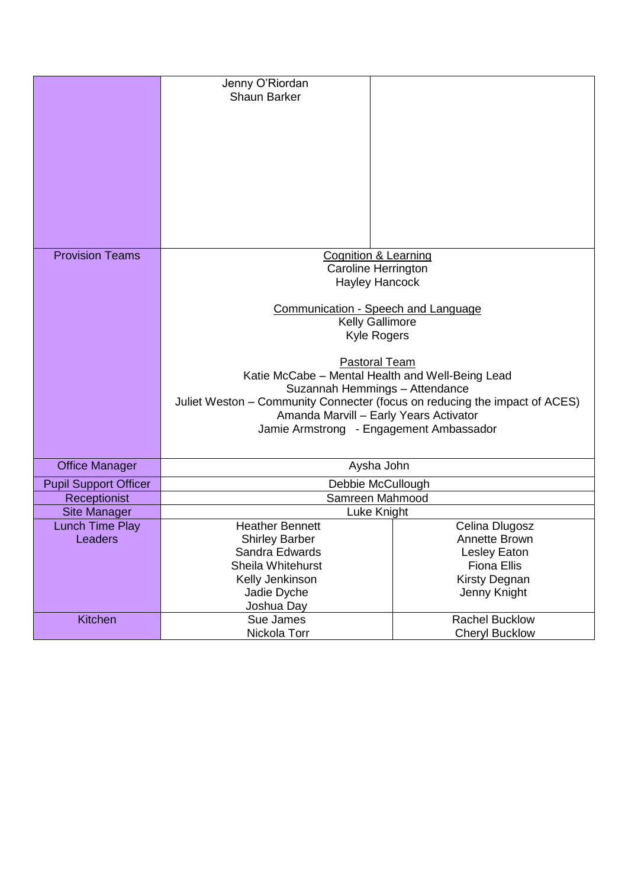| | | |
|---|---|---|
| | Jenny O'Riordan<br>Shaun Barker | |
| Provision Teams | <u>Cognition & Learning</u><br>Caroline Herrington<br>Hayley Hancock<br><br><u>Communication - Speech and Language</u><br>Kelly Gallimore<br>Kyle Rogers<br><br><u>Pastoral Team</u><br>Katie McCabe – Mental Health and Well-Being Lead<br>Suzannah Hemmings – Attendance<br>Juliet Weston – Community Connecter (focus on reducing the impact of ACES)<br>Amanda Marvill – Early Years Activator<br>Jamie Armstrong - Engagement Ambassador | |
| Office Manager | Aysha John | |
| Pupil Support Officer | Debbie McCullough | |
| Receptionist | Samreen Mahmood | |
| Site Manager | Luke Knight | |
| Lunch Time Play Leaders | Heather Bennett<br>Shirley Barber<br>Sandra Edwards<br>Sheila Whitehurst<br>Kelly Jenkinson<br>Jadie Dyche<br>Joshua Day | Celina Dlugosz<br>Annette Brown<br>Lesley Eaton<br>Fiona Ellis<br>Kirsty Degnan<br>Jenny Knight |
| Kitchen | Sue James<br>Nickola Torr | Rachel Bucklow<br>Cheryl Bucklow |